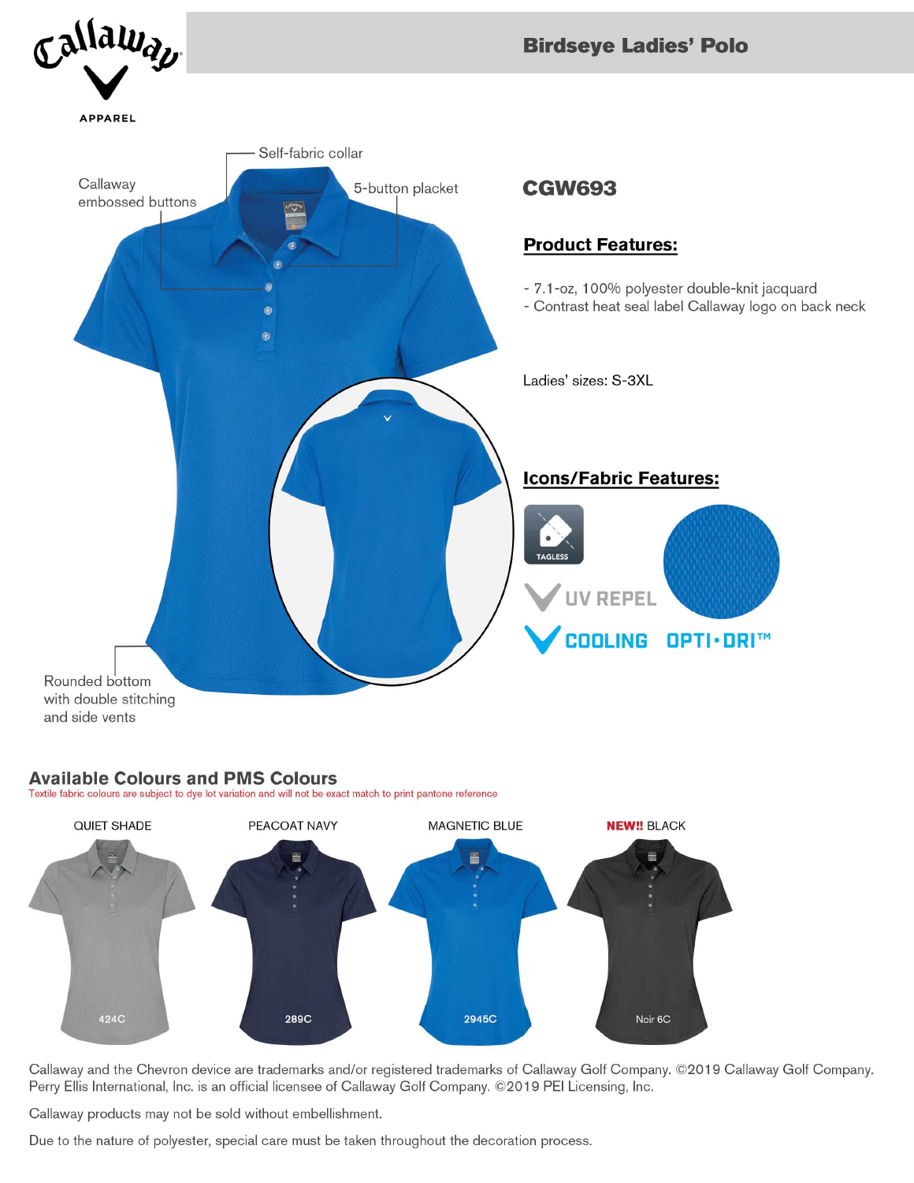Callaway

APPAREL

# Birdseye Ladies' Polo

Self-fabric collar

Callaway embossed buttons

5-button placket

Rounded bottom with double stitching and side vents

## CGW693

### Product Features:

- 7.1-oz, 100% polyester double-knit jacquard
- Contrast heat seal label Callaway logo on back neck

Ladies' sizes: S-3XL

### Icons/Fabric Features:

TAGLESS

UV REPEL

COOLING

OPTI·DRI™

## Available Colours and PMS Colours

Textile fabric colours are subject to dye lot variation and will not be exact match to print pantone reference

| QUIET SHADE | PEACOAT NAVY | MAGNETIC BLUE | **NEW!!** BLACK |
|---|---|---|---|
| 424C | 289C | 2945C | Noir 6C |

Callaway and the Chevron device are trademarks and/or registered trademarks of Callaway Golf Company. ©2019 Callaway Golf Company. Perry Ellis International, Inc. is an official licensee of Callaway Golf Company. ©2019 PEI Licensing, Inc.

Callaway products may not be sold without embellishment.

Due to the nature of polyester, special care must be taken throughout the decoration process.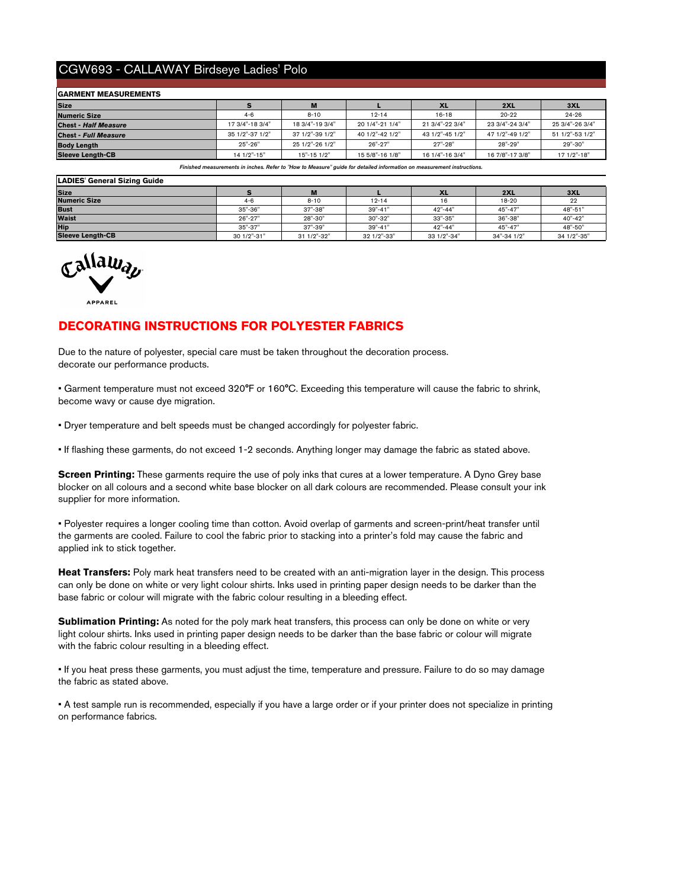# CGW693 - CALLAWAY Birdseye Ladies' Polo

**GARMENT MEASUREMENTS**

| Size | S | M | L | XL | 2XL | 3XL |
|---|---|---|---|---|---|---|
| Numeric Size | 4-6 | 8-10 | 12-14 | 16-18 | 20-22 | 24-26 |
| Chest - *Half Measure* | 17 3/4"-18 3/4" | 18 3/4"-19 3/4" | 20 1/4"-21 1/4" | 21 3/4"-22 3/4" | 23 3/4"-24 3/4" | 25 3/4"-26 3/4" |
| Chest - *Full Measure* | 35 1/2"-37 1/2" | 37 1/2"-39 1/2" | 40 1/2"-42 1/2" | 43 1/2"-45 1/2" | 47 1/2"-49 1/2" | 51 1/2"-53 1/2" |
| Body Length | 25"-26" | 25 1/2"-26 1/2" | 26"-27" | 27"-28" | 28"-29" | 29"-30" |
| Sleeve Length-CB | 14 1/2"-15" | 15"-15 1/2" | 15 5/8"-16 1/8" | 16 1/4"-16 3/4" | 16 7/8"-17 3/8" | 17 1/2"-18" |

*Finished measurements in inches. Refer to "How to Measure" guide for detailed information on measurement instructions.*

**LADIES' General Sizing Guide**

| Size | S | M | L | XL | 2XL | 3XL |
|---|---|---|---|---|---|---|
| Numeric Size | 4-6 | 8-10 | 12-14 | 16 | 18-20 | 22 |
| Bust | 35"-36" | 37"-38" | 39"-41" | 42"-44" | 45"-47" | 48"-51" |
| Waist | 26"-27" | 28"-30" | 30"-32" | 33"-35" | 36"-38" | 40"-42" |
| Hip | 35"-37" | 37"-39" | 39"-41" | 42"-44" | 45"-47" | 48"-50" |
| Sleeve Length-CB | 30 1/2"-31" | 31 1/2"-32" | 32 1/2"-33" | 33 1/2"-34" | 34"-34 1/2" | 34 1/2"-35" |

Callaway
APPAREL

## DECORATING INSTRUCTIONS FOR POLYESTER FABRICS

Due to the nature of polyester, special care must be taken throughout the decoration process.
decorate our performance products.

- Garment temperature must not exceed 320°F or 160°C. Exceeding this temperature will cause the fabric to shrink, become wavy or cause dye migration.

- Dryer temperature and belt speeds must be changed accordingly for polyester fabric.

- If flashing these garments, do not exceed 1-2 seconds. Anything longer may damage the fabric as stated above.

**Screen Printing:** These garments require the use of poly inks that cures at a lower temperature. A Dyno Grey base blocker on all colours and a second white base blocker on all dark colours are recommended. Please consult your ink supplier for more information.

- Polyester requires a longer cooling time than cotton. Avoid overlap of garments and screen-print/heat transfer until the garments are cooled. Failure to cool the fabric prior to stacking into a printer's fold may cause the fabric and applied ink to stick together.

**Heat Transfers:** Poly mark heat transfers need to be created with an anti-migration layer in the design. This process can only be done on white or very light colour shirts. Inks used in printing paper design needs to be darker than the base fabric or colour will migrate with the fabric colour resulting in a bleeding effect.

**Sublimation Printing:** As noted for the poly mark heat transfers, this process can only be done on white or very light colour shirts. Inks used in printing paper design needs to be darker than the base fabric or colour will migrate with the fabric colour resulting in a bleeding effect.

- If you heat press these garments, you must adjust the time, temperature and pressure. Failure to do so may damage the fabric as stated above.

- A test sample run is recommended, especially if you have a large order or if your printer does not specialize in printing on performance fabrics.